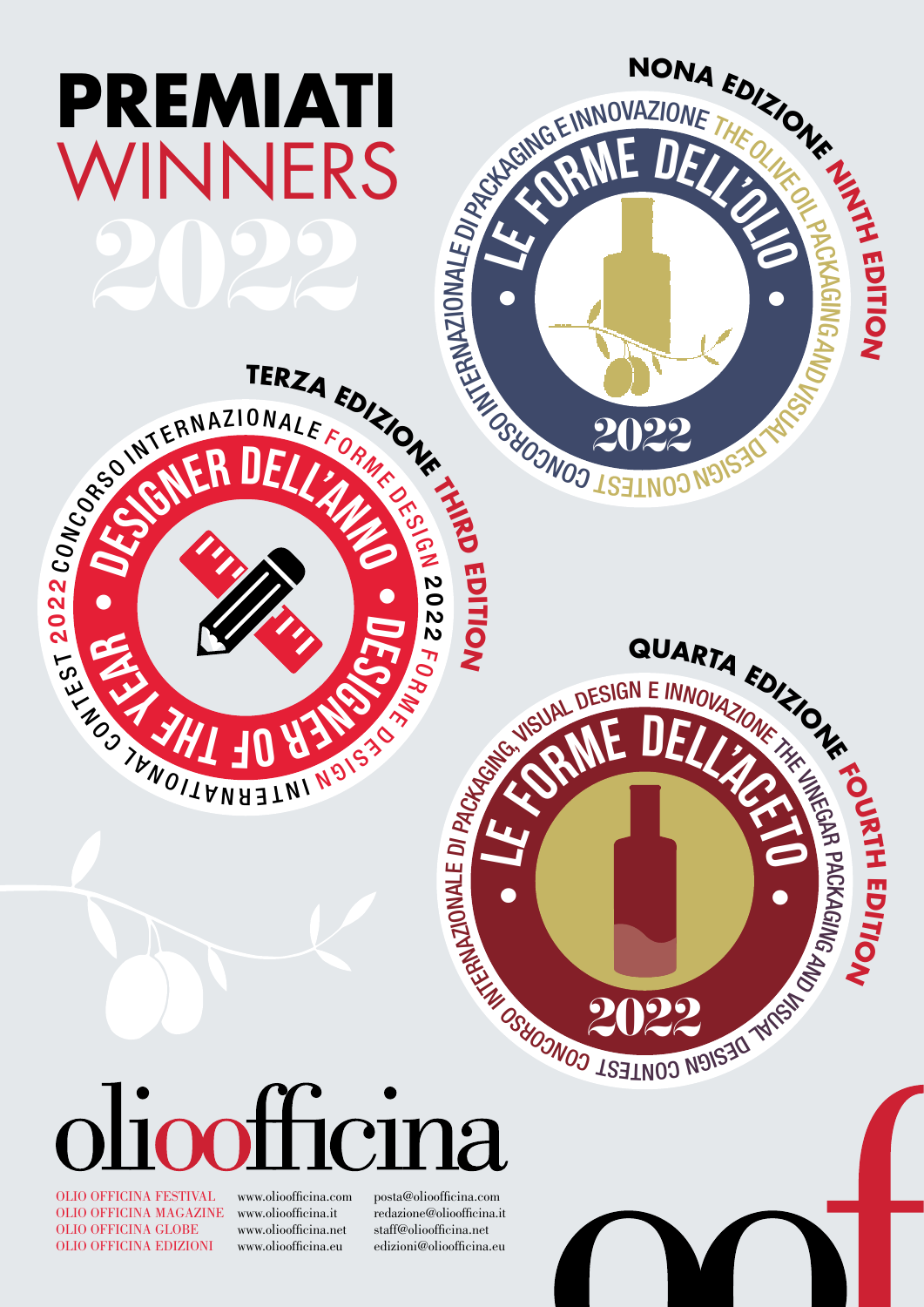# PREMIATI WINNERS 2022

**NONA EDIZIONE** **NINTH EDITION**

CONCORSO INTERNAZIONALE DI PACKAGING E INNOVAZIONE THE OLIVE OIL PACKAGING AND VISUAL DESIGN CONTEST

LE FORME DELL'OLIO

2022

**TERZA EDIZIONE** **THIRD EDITION**

CONCORSO INTERNAZIONALE FORME DESIGN 2022

DESIGNER DELL'ANNO • DESIGNER OF THE YEAR

CONTEST 2022 FORME DESIGN INTERNATIONAL

**QUARTA EDIZIONE** **FOURTH EDITION**

CONCORSO INTERNAZIONALE DI PACKAGING, VISUAL DESIGN E INNOVAZIONE THE VINEGAR PACKAGING AND VISUAL DESIGN CONTEST

LE FORME DELL'ACETO

2022

olioofficina

OLIO OFFICINA FESTIVAL www.olioofficina.com posta@olioofficina.com
OLIO OFFICINA MAGAZINE www.olioofficina.it redazione@olioofficina.it
OLIO OFFICINA GLOBE www.olioofficina.net staff@olioofficina.net
OLIO OFFICINA EDIZIONI www.olioofficina.eu edizioni@olioofficina.eu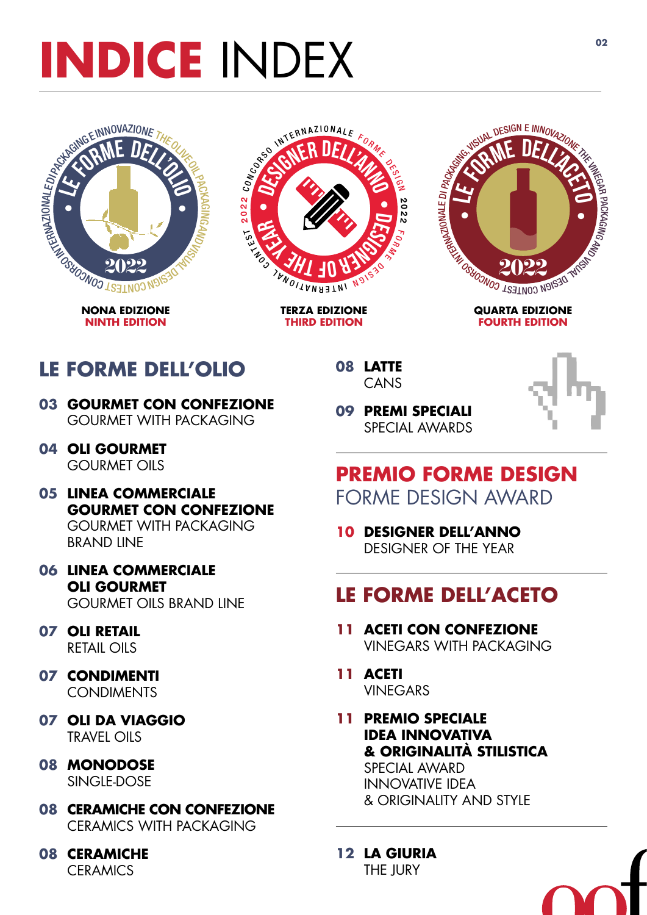# INDICE INDEX

**NONA EDIZIONE**
**NINTH EDITION**

**TERZA EDIZIONE**
**THIRD EDITION**

**QUARTA EDIZIONE**
**FOURTH EDITION**

## LE FORME DELL'OLIO

**03 GOURMET CON CONFEZIONE**
GOURMET WITH PACKAGING

**04 OLI GOURMET**
GOURMET OILS

**05 LINEA COMMERCIALE GOURMET CON CONFEZIONE**
GOURMET WITH PACKAGING BRAND LINE

**06 LINEA COMMERCIALE OLI GOURMET**
GOURMET OILS BRAND LINE

**07 OLI RETAIL**
RETAIL OILS

**07 CONDIMENTI**
CONDIMENTS

**07 OLI DA VIAGGIO**
TRAVEL OILS

**08 MONODOSE**
SINGLE-DOSE

**08 CERAMICHE CON CONFEZIONE**
CERAMICS WITH PACKAGING

**08 CERAMICHE**
CERAMICS

**08 LATTE**
CANS

**09 PREMI SPECIALI**
SPECIAL AWARDS

## PREMIO FORME DESIGN
FORME DESIGN AWARD

**10 DESIGNER DELL'ANNO**
DESIGNER OF THE YEAR

## LE FORME DELL'ACETO

**11 ACETI CON CONFEZIONE**
VINEGARS WITH PACKAGING

**11 ACETI**
VINEGARS

**11 PREMIO SPECIALE IDEA INNOVATIVA & ORIGINALITÀ STILISTICA**
SPECIAL AWARD INNOVATIVE IDEA & ORIGINALITY AND STYLE

**12 LA GIURIA**
THE JURY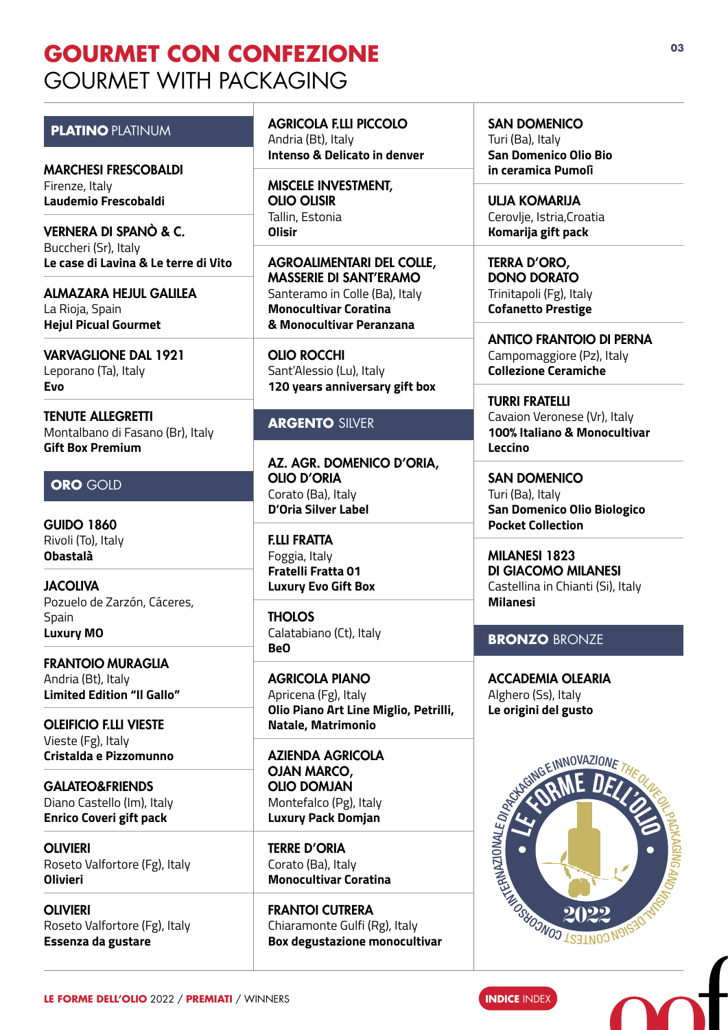# GOURMET CON CONFEZIONE
GOURMET WITH PACKAGING

## PLATINO PLATINUM

**MARCHESI FRESCOBALDI**
Firenze, Italy
**Laudemio Frescobaldi**

**VERNERA DI SPANÒ & C.**
Buccheri (Sr), Italy
**Le case di Lavina & Le terre di Vito**

**ALMAZARA HEJUL GALILEA**
La Rioja, Spain
**Hejul Picual Gourmet**

**VARVAGLIONE DAL 1921**
Leporano (Ta), Italy
**Evo**

**TENUTE ALLEGRETTI**
Montalbano di Fasano (Br), Italy
**Gift Box Premium**

## ORO GOLD

**GUIDO 1860**
Rivoli (To), Italy
**Obastalà**

**JACOLIVA**
Pozuelo de Zarzón, Cáceres, Spain
**Luxury MO**

**FRANTOIO MURAGLIA**
Andria (Bt), Italy
**Limited Edition "Il Gallo"**

**OLEIFICIO F.LLI VIESTE**
Vieste (Fg), Italy
**Cristalda e Pizzomunno**

**GALATEO&FRIENDS**
Diano Castello (Im), Italy
**Enrico Coveri gift pack**

**OLIVIERI**
Roseto Valfortore (Fg), Italy
**Olivieri**

**OLIVIERI**
Roseto Valfortore (Fg), Italy
**Essenza da gustare**

**AGRICOLA F.LLI PICCOLO**
Andria (Bt), Italy
**Intenso & Delicato in denver**

**MISCELE INVESTMENT, OLIO OLISIR**
Tallin, Estonia
**Olisir**

**AGROALIMENTARI DEL COLLE, MASSERIE DI SANT'ERAMO**
Santeramo in Colle (Ba), Italy
**Monocultivar Coratina & Monocultivar Peranzana**

**OLIO ROCCHI**
Sant'Alessio (Lu), Italy
**120 years anniversary gift box**

## ARGENTO SILVER

**AZ. AGR. DOMENICO D'ORIA, OLIO D'ORIA**
Corato (Ba), Italy
**D'Oria Silver Label**

**F.LLI FRATTA**
Foggia, Italy
**Fratelli Fratta 01 Luxury Evo Gift Box**

**THOLOS**
Calatabiano (Ct), Italy
**BeO**

**AGRICOLA PIANO**
Apricena (Fg), Italy
**Olio Piano Art Line Miglio, Petrilli, Natale, Matrimonio**

**AZIENDA AGRICOLA OJAN MARCO, OLIO DOMJAN**
Montefalco (Pg), Italy
**Luxury Pack Domjan**

**TERRE D'ORIA**
Corato (Ba), Italy
**Monocultivar Coratina**

**FRANTOI CUTRERA**
Chiaramonte Gulfi (Rg), Italy
**Box degustazione monocultivar**

**SAN DOMENICO**
Turi (Ba), Italy
**San Domenico Olio Bio in ceramica Pumolì**

**ULJA KOMARIJA**
Cerovlje, Istria,Croatia
**Komarija gift pack**

**TERRA D'ORO, DONO DORATO**
Trinitapoli (Fg), Italy
**Cofanetto Prestige**

**ANTICO FRANTOIO DI PERNA**
Campomaggiore (Pz), Italy
**Collezione Ceramiche**

**TURRI FRATELLI**
Cavaion Veronese (Vr), Italy
**100% Italiano & Monocultivar Leccino**

**SAN DOMENICO**
Turi (Ba), Italy
**San Domenico Olio Biologico Pocket Collection**

**MILANESI 1823 DI GIACOMO MILANESI**
Castellina in Chianti (Si), Italy
**Milanesi**

## BRONZO BRONZE

**ACCADEMIA OLEARIA**
Alghero (Ss), Italy
**Le origini del gusto**

LE FORME DELL'OLIO 2022 / PREMIATI / WINNERS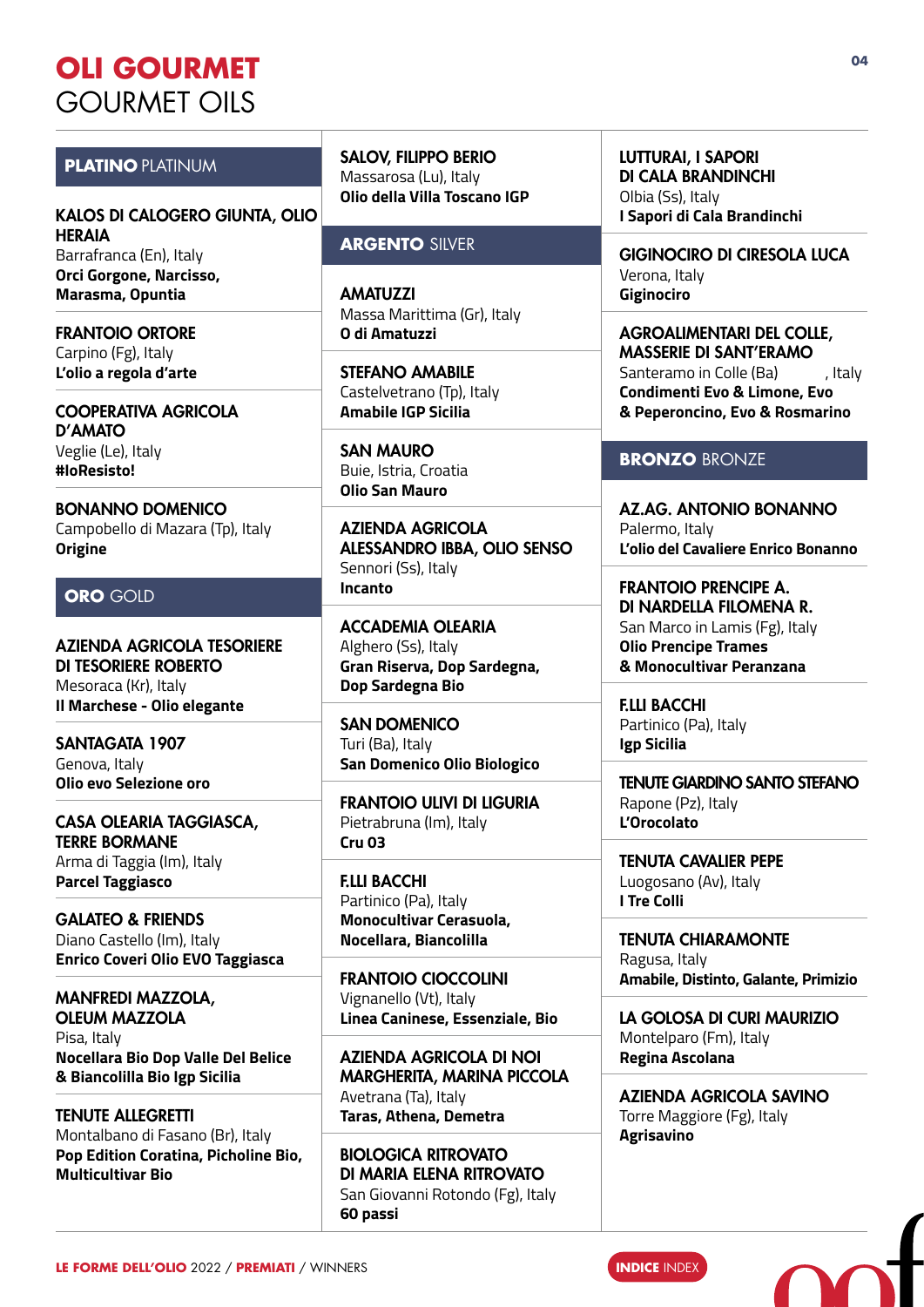# OLI GOURMET
## GOURMET OILS

### PLATINO PLATINUM

**KALOS DI CALOGERO GIUNTA, OLIO HERAIA**
Barrafranca (En), Italy
**Orci Gorgone, Narcisso, Marasma, Opuntia**

**FRANTOIO ORTORE**
Carpino (Fg), Italy
**L'olio a regola d'arte**

**COOPERATIVA AGRICOLA D'AMATO**
Veglie (Le), Italy
**#IoResisto!**

**BONANNO DOMENICO**
Campobello di Mazara (Tp), Italy
**Origine**

### ORO GOLD

**AZIENDA AGRICOLA TESORIERE DI TESORIERE ROBERTO**
Mesoraca (Kr), Italy
**Il Marchese - Olio elegante**

**SANTAGATA 1907**
Genova, Italy
**Olio evo Selezione oro**

**CASA OLEARIA TAGGIASCA, TERRE BORMANE**
Arma di Taggia (Im), Italy
**Parcel Taggiasco**

**GALATEO & FRIENDS**
Diano Castello (Im), Italy
**Enrico Coveri Olio EVO Taggiasca**

**MANFREDI MAZZOLA, OLEUM MAZZOLA**
Pisa, Italy
**Nocellara Bio Dop Valle Del Belice & Biancolilla Bio Igp Sicilia**

**TENUTE ALLEGRETTI**
Montalbano di Fasano (Br), Italy
**Pop Edition Coratina, Picholine Bio, Multicultivar Bio**

**SALOV, FILIPPO BERIO**
Massarosa (Lu), Italy
**Olio della Villa Toscano IGP**

### ARGENTO SILVER

**AMATUZZI**
Massa Marittima (Gr), Italy
**O di Amatuzzi**

**STEFANO AMABILE**
Castelvetrano (Tp), Italy
**Amabile IGP Sicilia**

**SAN MAURO**
Buie, Istria, Croatia
**Olio San Mauro**

**AZIENDA AGRICOLA ALESSANDRO IBBA, OLIO SENSO**
Sennori (Ss), Italy
**Incanto**

**ACCADEMIA OLEARIA**
Alghero (Ss), Italy
**Gran Riserva, Dop Sardegna, Dop Sardegna Bio**

**SAN DOMENICO**
Turi (Ba), Italy
**San Domenico Olio Biologico**

**FRANTOIO ULIVI DI LIGURIA**
Pietrabruna (Im), Italy
**Cru 03**

**F.LLI BACCHI**
Partinico (Pa), Italy
**Monocultivar Cerasuola, Nocellara, Biancolilla**

**FRANTOIO CIOCCOLINI**
Vignanello (Vt), Italy
**Linea Caninese, Essenziale, Bio**

**AZIENDA AGRICOLA DI NOI MARGHERITA, MARINA PICCOLA**
Avetrana (Ta), Italy
**Taras, Athena, Demetra**

**BIOLOGICA RITROVATO DI MARIA ELENA RITROVATO**
San Giovanni Rotondo (Fg), Italy
**60 passi**

**LUTTURAI, I SAPORI DI CALA BRANDINCHI**
Olbia (Ss), Italy
**I Sapori di Cala Brandinchi**

**GIGINOCIRO DI CIRESOLA LUCA**
Verona, Italy
**Giginociro**

**AGROALIMENTARI DEL COLLE, MASSERIE DI SANT'ERAMO**
Santeramo in Colle (Ba), Italy
**Condimenti Evo & Limone, Evo & Peperoncino, Evo & Rosmarino**

### BRONZO BRONZE

**AZ.AG. ANTONIO BONANNO**
Palermo, Italy
**L'olio del Cavaliere Enrico Bonanno**

**FRANTOIO PRINCIPE A. DI NARDELLA FILOMENA R.**
San Marco in Lamis (Fg), Italy
**Olio Principe Trames & Monocultivar Peranzana**

**F.LLI BACCHI**
Partinico (Pa), Italy
**Igp Sicilia**

**TENUTE GIARDINO SANTO STEFANO**
Rapone (Pz), Italy
**L'Orocolato**

**TENUTA CAVALIER PEPE**
Luogosano (Av), Italy
**I Tre Colli**

**TENUTA CHIARAMONTE**
Ragusa, Italy
**Amabile, Distinto, Galante, Primizio**

**LA GOLOSA DI CURI MAURIZIO**
Montelparo (Fm), Italy
**Regina Ascolana**

**AZIENDA AGRICOLA SAVINO**
Torre Maggiore (Fg), Italy
**Agrisavino**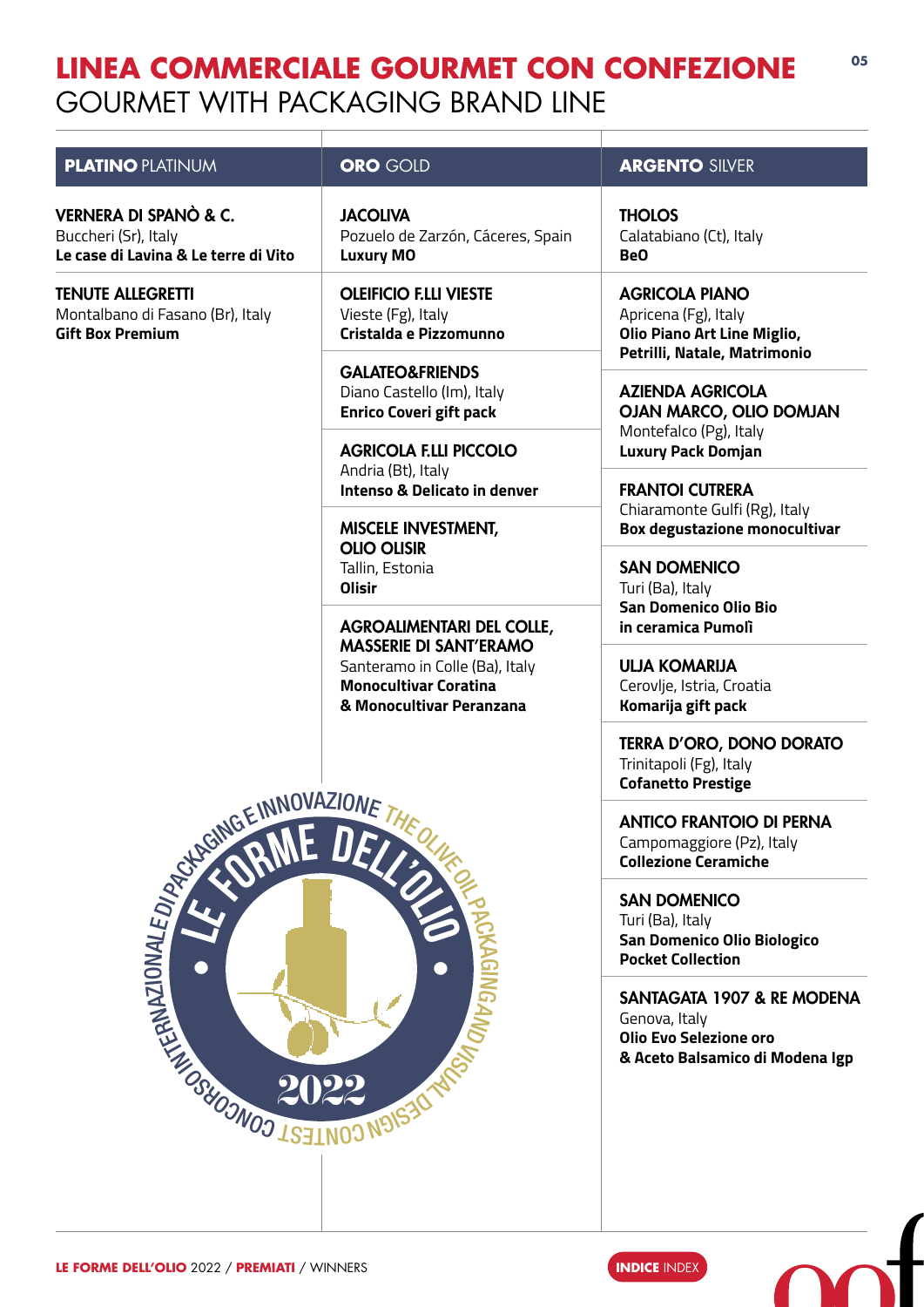# LINEA COMMERCIALE GOURMET CON CONFEZIONE
## GOURMET WITH PACKAGING BRAND LINE

### PLATINO PLATINUM

**VERNERA DI SPANÒ & C.**
Buccheri (Sr), Italy
**Le case di Lavina & Le terre di Vito**

**TENUTE ALLEGRETTI**
Montalbano di Fasano (Br), Italy
**Gift Box Premium**

### ORO GOLD

**JACOLIVA**
Pozuelo de Zarzón, Cáceres, Spain
**Luxury MO**

**OLEIFICIO F.LLI VIESTE**
Vieste (Fg), Italy
**Cristalda e Pizzomunno**

**GALATEO&FRIENDS**
Diano Castello (Im), Italy
**Enrico Coveri gift pack**

**AGRICOLA F.LLI PICCOLO**
Andria (Bt), Italy
**Intenso & Delicato in denver**

**MISCELE INVESTMENT, OLIO OLISIR**
Tallin, Estonia
**Olisir**

**AGROALIMENTARI DEL COLLE, MASSERIE DI SANT'ERAMO**
Santeramo in Colle (Ba), Italy
**Monocultivar Coratina & Monocultivar Peranzana**

### ARGENTO SILVER

**THOLOS**
Calatabiano (Ct), Italy
**BeO**

**AGRICOLA PIANO**
Apricena (Fg), Italy
**Olio Piano Art Line Miglio, Petrilli, Natale, Matrimonio**

**AZIENDA AGRICOLA OJAN MARCO, OLIO DOMJAN**
Montefalco (Pg), Italy
**Luxury Pack Domjan**

**FRANTOI CUTRERA**
Chiaramonte Gulfi (Rg), Italy
**Box degustazione monocultivar**

**SAN DOMENICO**
Turi (Ba), Italy
**San Domenico Olio Bio in ceramica Pumolì**

**ULJA KOMARIJA**
Cerovlje, Istria, Croatia
**Komarija gift pack**

**TERRA D'ORO, DONO DORATO**
Trinitapoli (Fg), Italy
**Cofanetto Prestige**

**ANTICO FRANTOIO DI PERNA**
Campomaggiore (Pz), Italy
**Collezione Ceramiche**

**SAN DOMENICO**
Turi (Ba), Italy
**San Domenico Olio Biologico Pocket Collection**

**SANTAGATA 1907 & RE MODENA**
Genova, Italy
**Olio Evo Selezione oro & Aceto Balsamico di Modena Igp**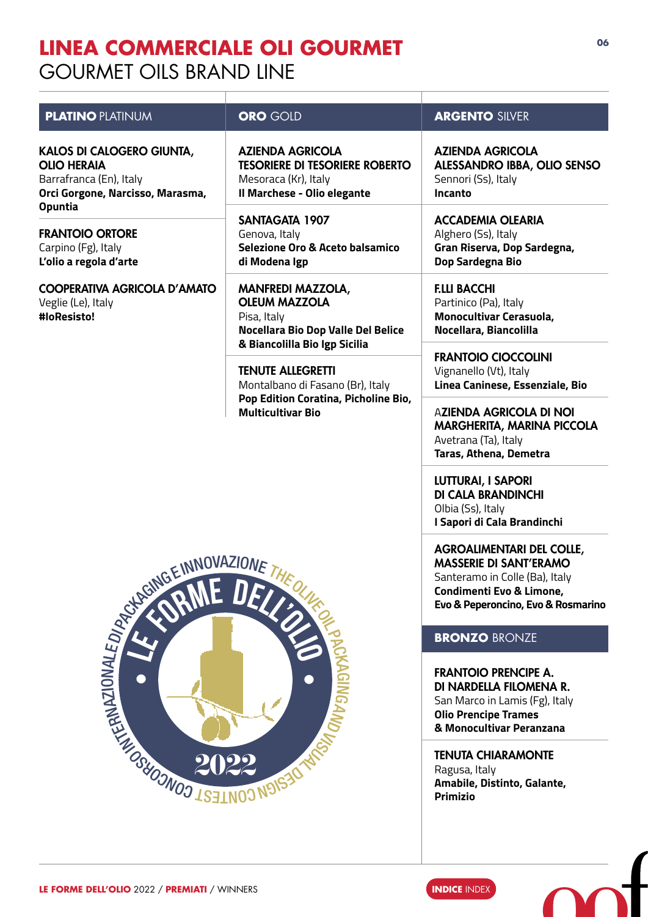# LINEA COMMERCIALE OLI GOURMET
## GOURMET OILS BRAND LINE

### PLATINO PLATINUM

**KALOS DI CALOGERO GIUNTA, OLIO HERAIA**
Barrafranca (En), Italy
**Orci Gorgone, Narcisso, Marasma, Opuntia**

**FRANTOIO ORTORE**
Carpino (Fg), Italy
**L'olio a regola d'arte**

**COOPERATIVA AGRICOLA D'AMATO**
Veglie (Le), Italy
**#IoResisto!**

### ORO GOLD

**AZIENDA AGRICOLA TESORIERE DI TESORIERE ROBERTO**
Mesoraca (Kr), Italy
**Il Marchese - Olio elegante**

**SANTAGATA 1907**
Genova, Italy
**Selezione Oro & Aceto balsamico di Modena Igp**

**MANFREDI MAZZOLA, OLEUM MAZZOLA**
Pisa, Italy
**Nocellara Bio Dop Valle Del Belice & Biancolilla Bio Igp Sicilia**

**TENUTE ALLEGRETTI**
Montalbano di Fasano (Br), Italy
**Pop Edition Coratina, Picholine Bio, Multicultivar Bio**

### ARGENTO SILVER

**AZIENDA AGRICOLA ALESSANDRO IBBA, OLIO SENSO**
Sennori (Ss), Italy
**Incanto**

**ACCADEMIA OLEARIA**
Alghero (Ss), Italy
**Gran Riserva, Dop Sardegna, Dop Sardegna Bio**

**F.LLI BACCHI**
Partinico (Pa), Italy
**Monocultivar Cerasuola, Nocellara, Biancolilla**

**FRANTOIO CIOCCOLINI**
Vignanello (Vt), Italy
**Linea Caninese, Essenziale, Bio**

**AZIENDA AGRICOLA DI NOI MARGHERITA, MARINA PICCOLA**
Avetrana (Ta), Italy
**Taras, Athena, Demetra**

**LUTTURAI, I SAPORI DI CALA BRANDINCHI**
Olbia (Ss), Italy
**I Sapori di Cala Brandinchi**

**AGROALIMENTARI DEL COLLE, MASSERIE DI SANT'ERAMO**
Santeramo in Colle (Ba), Italy
**Condimenti Evo & Limone, Evo & Peperoncino, Evo & Rosmarino**

### BRONZO BRONZE

**FRANTOIO PRENCIPE A. DI NARDELLA FILOMENA R.**
San Marco in Lamis (Fg), Italy
**Olio Prencipe Trames & Monocultivar Peranzana**

**TENUTA CHIARAMONTE**
Ragusa, Italy
**Amabile, Distinto, Galante, Primizio**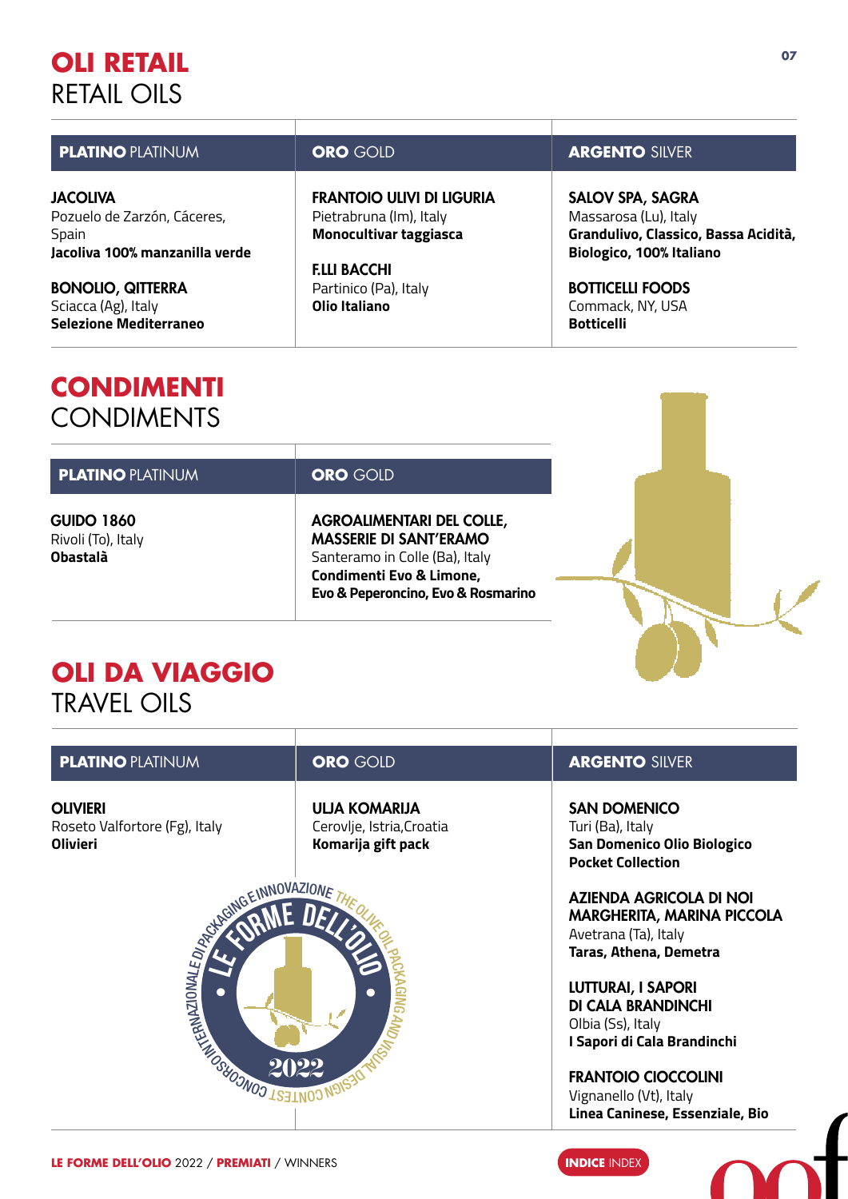# OLI RETAIL
## RETAIL OILS

| **PLATINO** PLATINUM | **ORO** GOLD | **ARGENTO** SILVER |
|---|---|---|
| **JACOLIVA**<br>Pozuelo de Zarzón, Cáceres, Spain<br>**Jacoliva 100% manzanilla verde**<br><br>**BONOLIO, QITTERRA**<br>Sciacca (Ag), Italy<br>**Selezione Mediterraneo** | **FRANTOIO ULIVI DI LIGURIA**<br>Pietrabruna (Im), Italy<br>**Monocultivar taggiasca**<br><br>**F.LLI BACCHI**<br>Partinico (Pa), Italy<br>**Olio Italiano** | **SALOV SPA, SAGRA**<br>Massarosa (Lu), Italy<br>**Grandulivo, Classico, Bassa Acidità, Biologico, 100% Italiano**<br><br>**BOTTICELLI FOODS**<br>Commack, NY, USA<br>**Botticelli** |

# CONDIMENTI
## CONDIMENTS

| **PLATINO** PLATINUM | **ORO** GOLD |
|---|---|
| **GUIDO 1860**<br>Rivoli (To), Italy<br>**Obastalà** | **AGROALIMENTARI DEL COLLE, MASSERIE DI SANT'ERAMO**<br>Santeramo in Colle (Ba), Italy<br>**Condimenti Evo & Limone, Evo & Peperoncino, Evo & Rosmarino** |

# OLI DA VIAGGIO
## TRAVEL OILS

| **PLATINO** PLATINUM | **ORO** GOLD | **ARGENTO** SILVER |
|---|---|---|
| **OLIVIERI**<br>Roseto Valfortore (Fg), Italy<br>**Olivieri** | **ULJA KOMARIJA**<br>Cerovlje, Istria,Croatia<br>**Komarija gift pack** | **SAN DOMENICO**<br>Turi (Ba), Italy<br>**San Domenico Olio Biologico Pocket Collection**<br><br>**AZIENDA AGRICOLA DI NOI MARGHERITA, MARINA PICCOLA**<br>Avetrana (Ta), Italy<br>**Taras, Athena, Demetra**<br><br>**LUTTURAI, I SAPORI DI CALA BRANDINCHI**<br>Olbia (Ss), Italy<br>**I Sapori di Cala Brandinchi**<br><br>**FRANTOIO CIOCCOLINI**<br>Vignanello (Vt), Italy<br>**Linea Caninese, Essenziale, Bio** |

LE FORME DELL'OLIO 2022 – CONCORSO INTERNAZIONALE DI PACKAGING E INNOVAZIONE – THE OLIVE OIL PACKAGING AND VISUAL DESIGN CONTEST

**LE FORME DELL'OLIO** 2022 / **PREMIATI** / WINNERS

**INDICE** INDEX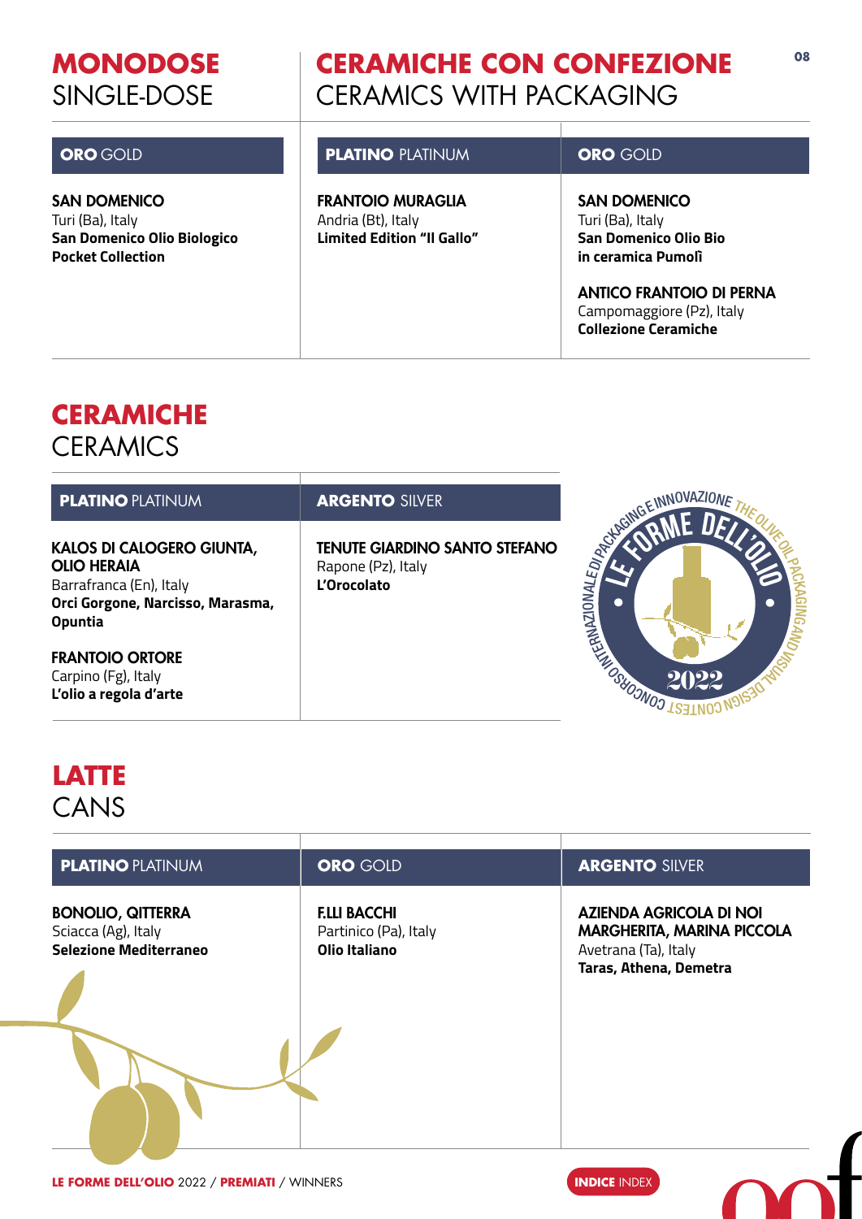## MONODOSE
SINGLE-DOSE

### ORO GOLD

**SAN DOMENICO**
Turi (Ba), Italy
**San Domenico Olio Biologico Pocket Collection**

## CERAMICHE CON CONFEZIONE
CERAMICS WITH PACKAGING

### PLATINO PLATINUM

**FRANTOIO MURAGLIA**
Andria (Bt), Italy
**Limited Edition "Il Gallo"**

### ORO GOLD

**SAN DOMENICO**
Turi (Ba), Italy
**San Domenico Olio Bio in ceramica Pumolì**

**ANTICO FRANTOIO DI PERNA**
Campomaggiore (Pz), Italy
**Collezione Ceramiche**

## CERAMICHE
CERAMICS

### PLATINO PLATINUM

**KALOS DI CALOGERO GIUNTA, OLIO HERAIA**
Barrafranca (En), Italy
**Orci Gorgone, Narcisso, Marasma, Opuntia**

**FRANTOIO ORTORE**
Carpino (Fg), Italy
**L'olio a regola d'arte**

### ARGENTO SILVER

**TENUTE GIARDINO SANTO STEFANO**
Rapone (Pz), Italy
**L'Orocolato**

## LATTE
CANS

### PLATINO PLATINUM

**BONOLIO, QITTERRA**
Sciacca (Ag), Italy
**Selezione Mediterraneo**

### ORO GOLD

**F.LLI BACCHI**
Partinico (Pa), Italy
**Olio Italiano**

### ARGENTO SILVER

**AZIENDA AGRICOLA DI NOI MARGHERITA, MARINA PICCOLA**
Avetrana (Ta), Italy
**Taras, Athena, Demetra**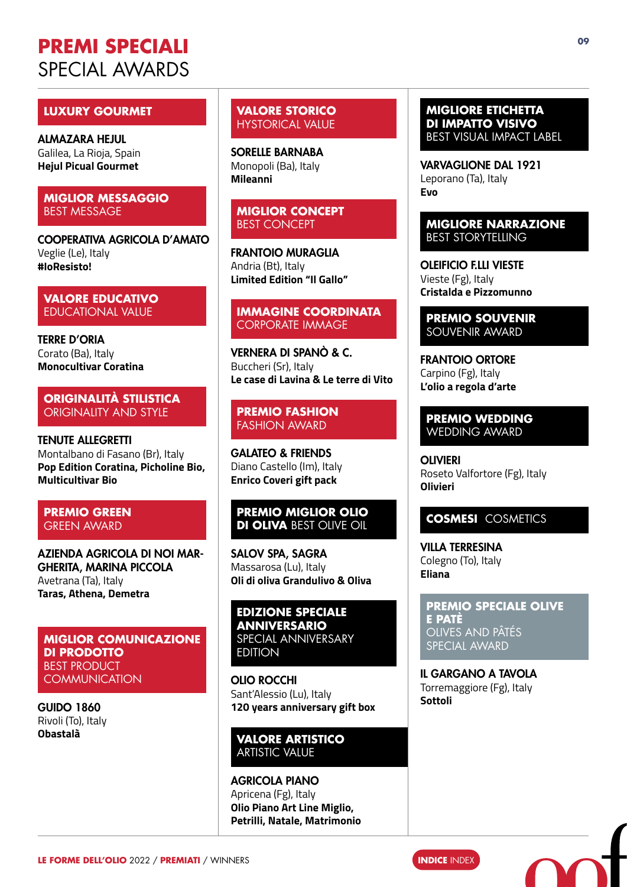# PREMI SPECIALI
# SPECIAL AWARDS

### LUXURY GOURMET

**ALMAZARA HEJUL**
Galilea, La Rioja, Spain
**Hejul Picual Gourmet**

### MIGLIOR MESSAGGIO
BEST MESSAGE

**COOPERATIVA AGRICOLA D'AMATO**
Veglie (Le), Italy
**#IoResisto!**

### VALORE EDUCATIVO
EDUCATIONAL VALUE

**TERRE D'ORIA**
Corato (Ba), Italy
**Monocultivar Coratina**

### ORIGINALITÀ STILISTICA
ORIGINALITY AND STYLE

**TENUTE ALLEGRETTI**
Montalbano di Fasano (Br), Italy
**Pop Edition Coratina, Picholine Bio, Multicultivar Bio**

### PREMIO GREEN
GREEN AWARD

**AZIENDA AGRICOLA DI NOI MARGHERITA, MARINA PICCOLA**
Avetrana (Ta), Italy
**Taras, Athena, Demetra**

### MIGLIOR COMUNICAZIONE DI PRODOTTO
BEST PRODUCT COMMUNICATION

**GUIDO 1860**
Rivoli (To), Italy
**Obastalà**

### VALORE STORICO
HYSTORICAL VALUE

**SORELLE BARNABA**
Monopoli (Ba), Italy
**Mileanni**

### MIGLIOR CONCEPT
BEST CONCEPT

**FRANTOIO MURAGLIA**
Andria (Bt), Italy
**Limited Edition "Il Gallo"**

### IMMAGINE COORDINATA
CORPORATE IMMAGE

**VERNERA DI SPANÒ & C.**
Buccheri (Sr), Italy
**Le case di Lavina & Le terre di Vito**

### PREMIO FASHION
FASHION AWARD

**GALATEO & FRIENDS**
Diano Castello (Im), Italy
**Enrico Coveri gift pack**

### PREMIO MIGLIOR OLIO DI OLIVA
BEST OLIVE OIL

**SALOV SPA, SAGRA**
Massarosa (Lu), Italy
**Oli di oliva Grandulivo & Oliva**

### EDIZIONE SPECIALE ANNIVERSARIO
SPECIAL ANNIVERSARY EDITION

**OLIO ROCCHI**
Sant'Alessio (Lu), Italy
**120 years anniversary gift box**

### VALORE ARTISTICO
ARTISTIC VALUE

**AGRICOLA PIANO**
Apricena (Fg), Italy
**Olio Piano Art Line Miglio, Petrilli, Natale, Matrimonio**

### MIGLIORE ETICHETTA DI IMPATTO VISIVO
BEST VISUAL IMPACT LABEL

**VARVAGLIONE DAL 1921**
Leporano (Ta), Italy
**Evo**

### MIGLIORE NARRAZIONE
BEST STORYTELLING

**OLEIFICIO F.LLI VIESTE**
Vieste (Fg), Italy
**Cristalda e Pizzomunno**

### PREMIO SOUVENIR
SOUVENIR AWARD

**FRANTOIO ORTORE**
Carpino (Fg), Italy
**L'olio a regola d'arte**

### PREMIO WEDDING
WEDDING AWARD

**OLIVIERI**
Roseto Valfortore (Fg), Italy
**Olivieri**

### COSMESI
COSMETICS

**VILLA TERRESINA**
Colegno (To), Italy
**Eliana**

### PREMIO SPECIALE OLIVE E PATÈ
OLIVES AND PÂTÉS SPECIAL AWARD

**IL GARGANO A TAVOLA**
Torremaggiore (Fg), Italy
**Sottoli**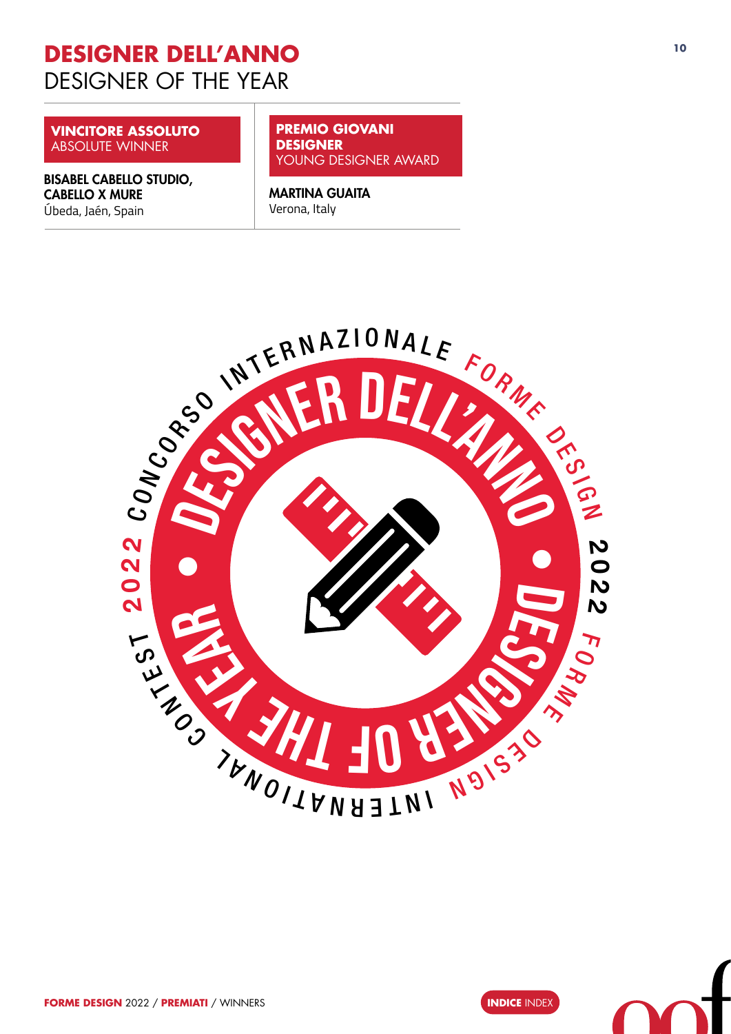# DESIGNER DELL'ANNO
DESIGNER OF THE YEAR

**VINCITORE ASSOLUTO**
ABSOLUTE WINNER

**BISABEL CABELLO STUDIO, CABELLO X MURE**
Úbeda, Jaén, Spain

**PREMIO GIOVANI DESIGNER**
YOUNG DESIGNER AWARD

**MARTINA GUAITA**
Verona, Italy

CONCORSO INTERNAZIONALE FORME DESIGN 2022

DESIGNER DELL'ANNO • DESIGNER OF THE YEAR

FORME DESIGN INTERNATIONAL CONTEST 2022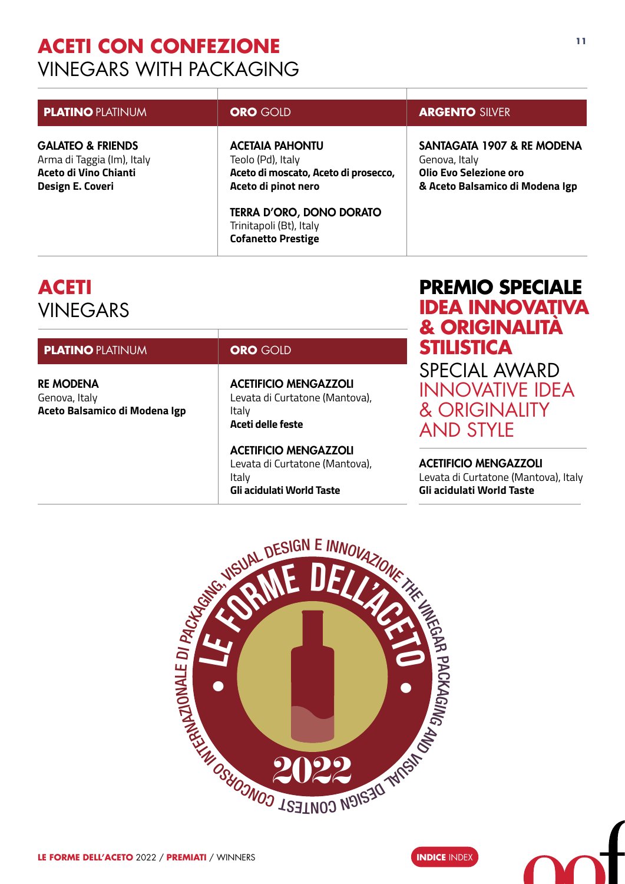# ACETI CON CONFEZIONE
VINEGARS WITH PACKAGING

| **PLATINO** PLATINUM | **ORO** GOLD | **ARGENTO** SILVER |
|---|---|---|
| **GALATEO & FRIENDS**<br>Arma di Taggia (Im), Italy<br>**Aceto di Vino Chianti Design E. Coveri** | **ACETAIA PAHONTU**<br>Teolo (Pd), Italy<br>**Aceto di moscato, Aceto di prosecco, Aceto di pinot nero**<br><br>**TERRA D'ORO, DONO DORATO**<br>Trinitapoli (Bt), Italy<br>**Cofanetto Prestige** | **SANTAGATA 1907 & RE MODENA**<br>Genova, Italy<br>**Olio Evo Selezione oro & Aceto Balsamico di Modena Igp** |

# ACETI
VINEGARS

| **PLATINO** PLATINUM | **ORO** GOLD |
|---|---|
| **RE MODENA**<br>Genova, Italy<br>**Aceto Balsamico di Modena Igp** | **ACETIFICIO MENGAZZOLI**<br>Levata di Curtatone (Mantova), Italy<br>**Aceti delle feste**<br><br>**ACETIFICIO MENGAZZOLI**<br>Levata di Curtatone (Mantova), Italy<br>**Gli acidulati World Taste** |

# PREMIO SPECIALE IDEA INNOVATIVA & ORIGINALITÀ STILISTICA
SPECIAL AWARD INNOVATIVE IDEA & ORIGINALITY AND STYLE

**ACETIFICIO MENGAZZOLI**
Levata di Curtatone (Mantova), Italy
**Gli acidulati World Taste**

LE FORME DELL'ACETO 2022 — CONCORSO INTERNAZIONALE DI PACKAGING, VISUAL DESIGN E INNOVAZIONE — THE VINEGAR PACKAGING AND VISUAL DESIGN CONTEST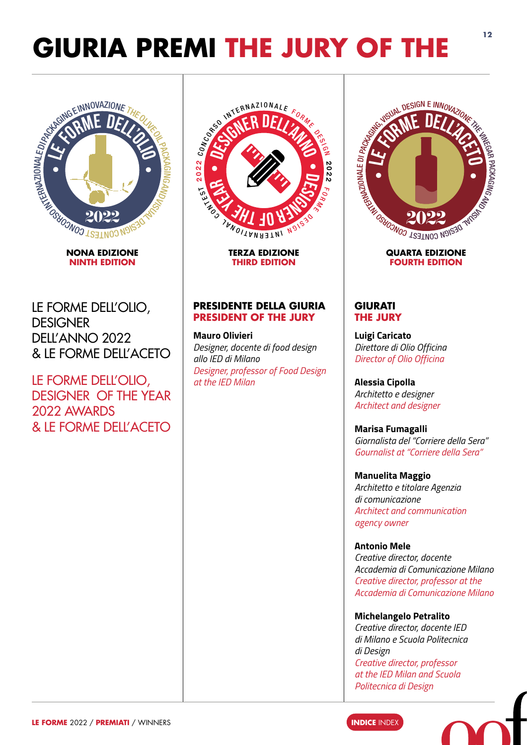# GIURIA PREMI THE JURY OF THE

**NONA EDIZIONE**
**NINTH EDITION**

**TERZA EDIZIONE**
**THIRD EDITION**

**QUARTA EDIZIONE**
**FOURTH EDITION**

LE FORME DELL'OLIO, DESIGNER DELL'ANNO 2022 & LE FORME DELL'ACETO

LE FORME DELL'OLIO, DESIGNER OF THE YEAR 2022 AWARDS & LE FORME DELL'ACETO

### PRESIDENTE DELLA GIURIA
### PRESIDENT OF THE JURY

**Mauro Olivieri**
*Designer, docente di food design allo IED di Milano*
*Designer, professor of Food Design at the IED Milan*

### GIURATI
### THE JURY

**Luigi Caricato**
*Direttore di Olio Officina*
*Director of Olio Officina*

**Alessia Cipolla**
*Architetto e designer*
*Architect and designer*

**Marisa Fumagalli**
*Giornalista del "Corriere della Sera"*
*Gournalist at "Corriere della Sera"*

**Manuelita Maggio**
*Architetto e titolare Agenzia di comunicazione*
*Architect and communication agency owner*

**Antonio Mele**
*Creative director, docente Accademia di Comunicazione Milano*
*Creative director, professor at the Accademia di Comunicazione Milano*

**Michelangelo Petralito**
*Creative director, docente IED di Milano e Scuola Politecnica di Design*
*Creative director, professor at the IED Milan and Scuola Politecnica di Design*